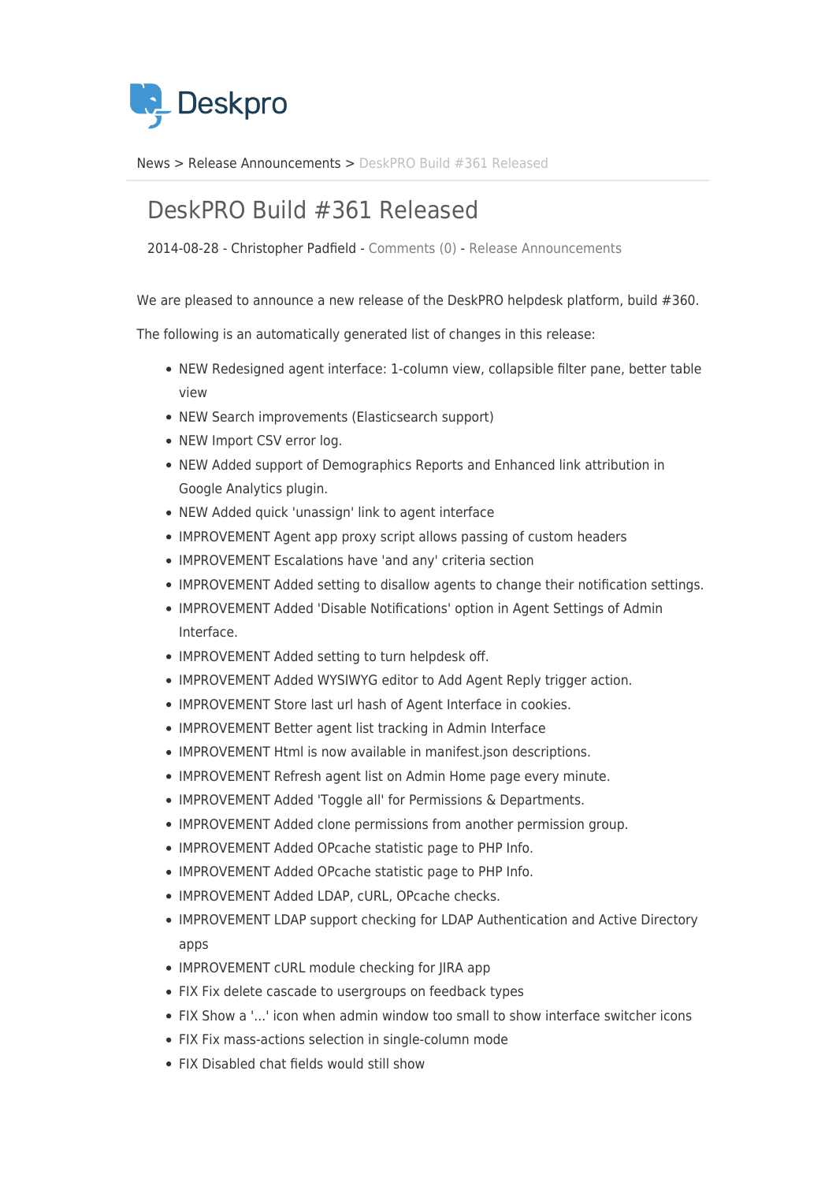Deskpro

News > Release Announcements > DeskPRO Build #361 Released

# DeskPRO Build #361 Released

2014-08-28 - Christopher Padfield - Comments (0) - Release Announcements

We are pleased to announce a new release of the DeskPRO helpdesk platform, build #360.

The following is an automatically generated list of changes in this release:

- NEW Redesigned agent interface: 1-column view, collapsible filter pane, better table view
- NEW Search improvements (Elasticsearch support)
- NEW Import CSV error log.
- NEW Added support of Demographics Reports and Enhanced link attribution in Google Analytics plugin.
- NEW Added quick 'unassign' link to agent interface
- IMPROVEMENT Agent app proxy script allows passing of custom headers
- IMPROVEMENT Escalations have 'and any' criteria section
- IMPROVEMENT Added setting to disallow agents to change their notification settings.
- IMPROVEMENT Added 'Disable Notifications' option in Agent Settings of Admin Interface.
- IMPROVEMENT Added setting to turn helpdesk off.
- IMPROVEMENT Added WYSIWYG editor to Add Agent Reply trigger action.
- IMPROVEMENT Store last url hash of Agent Interface in cookies.
- IMPROVEMENT Better agent list tracking in Admin Interface
- IMPROVEMENT Html is now available in manifest.json descriptions.
- IMPROVEMENT Refresh agent list on Admin Home page every minute.
- IMPROVEMENT Added 'Toggle all' for Permissions & Departments.
- IMPROVEMENT Added clone permissions from another permission group.
- IMPROVEMENT Added OPcache statistic page to PHP Info.
- IMPROVEMENT Added OPcache statistic page to PHP Info.
- IMPROVEMENT Added LDAP, cURL, OPcache checks.
- IMPROVEMENT LDAP support checking for LDAP Authentication and Active Directory apps
- IMPROVEMENT cURL module checking for JIRA app
- FIX Fix delete cascade to usergroups on feedback types
- FIX Show a '...' icon when admin window too small to show interface switcher icons
- FIX Fix mass-actions selection in single-column mode
- FIX Disabled chat fields would still show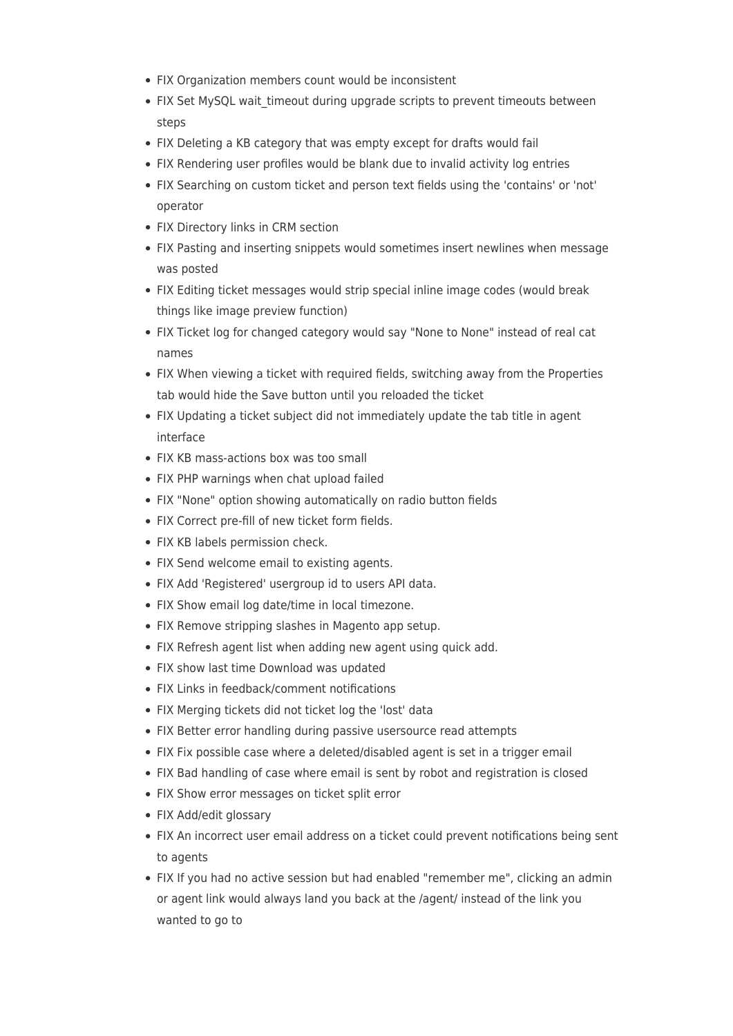- FIX Organization members count would be inconsistent
- FIX Set MySQL wait_timeout during upgrade scripts to prevent timeouts between steps
- FIX Deleting a KB category that was empty except for drafts would fail
- FIX Rendering user profiles would be blank due to invalid activity log entries
- FIX Searching on custom ticket and person text fields using the 'contains' or 'not' operator
- FIX Directory links in CRM section
- FIX Pasting and inserting snippets would sometimes insert newlines when message was posted
- FIX Editing ticket messages would strip special inline image codes (would break things like image preview function)
- FIX Ticket log for changed category would say "None to None" instead of real cat names
- FIX When viewing a ticket with required fields, switching away from the Properties tab would hide the Save button until you reloaded the ticket
- FIX Updating a ticket subject did not immediately update the tab title in agent interface
- FIX KB mass-actions box was too small
- FIX PHP warnings when chat upload failed
- FIX "None" option showing automatically on radio button fields
- FIX Correct pre-fill of new ticket form fields.
- FIX KB labels permission check.
- FIX Send welcome email to existing agents.
- FIX Add 'Registered' usergroup id to users API data.
- FIX Show email log date/time in local timezone.
- FIX Remove stripping slashes in Magento app setup.
- FIX Refresh agent list when adding new agent using quick add.
- FIX show last time Download was updated
- FIX Links in feedback/comment notifications
- FIX Merging tickets did not ticket log the 'lost' data
- FIX Better error handling during passive usersource read attempts
- FIX Fix possible case where a deleted/disabled agent is set in a trigger email
- FIX Bad handling of case where email is sent by robot and registration is closed
- FIX Show error messages on ticket split error
- FIX Add/edit glossary
- FIX An incorrect user email address on a ticket could prevent notifications being sent to agents
- FIX If you had no active session but had enabled "remember me", clicking an admin or agent link would always land you back at the /agent/ instead of the link you wanted to go to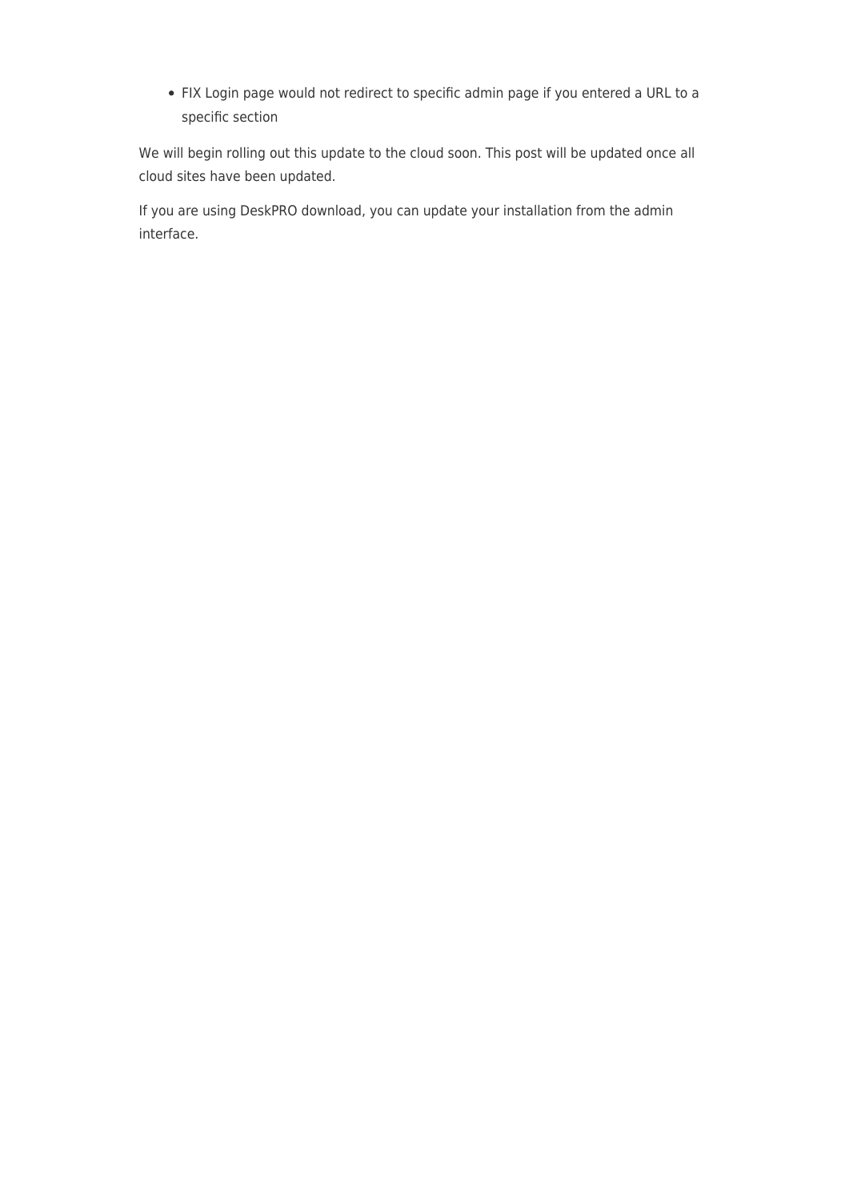- FIX Login page would not redirect to specific admin page if you entered a URL to a specific section

We will begin rolling out this update to the cloud soon. This post will be updated once all cloud sites have been updated.

If you are using DeskPRO download, you can update your installation from the admin interface.